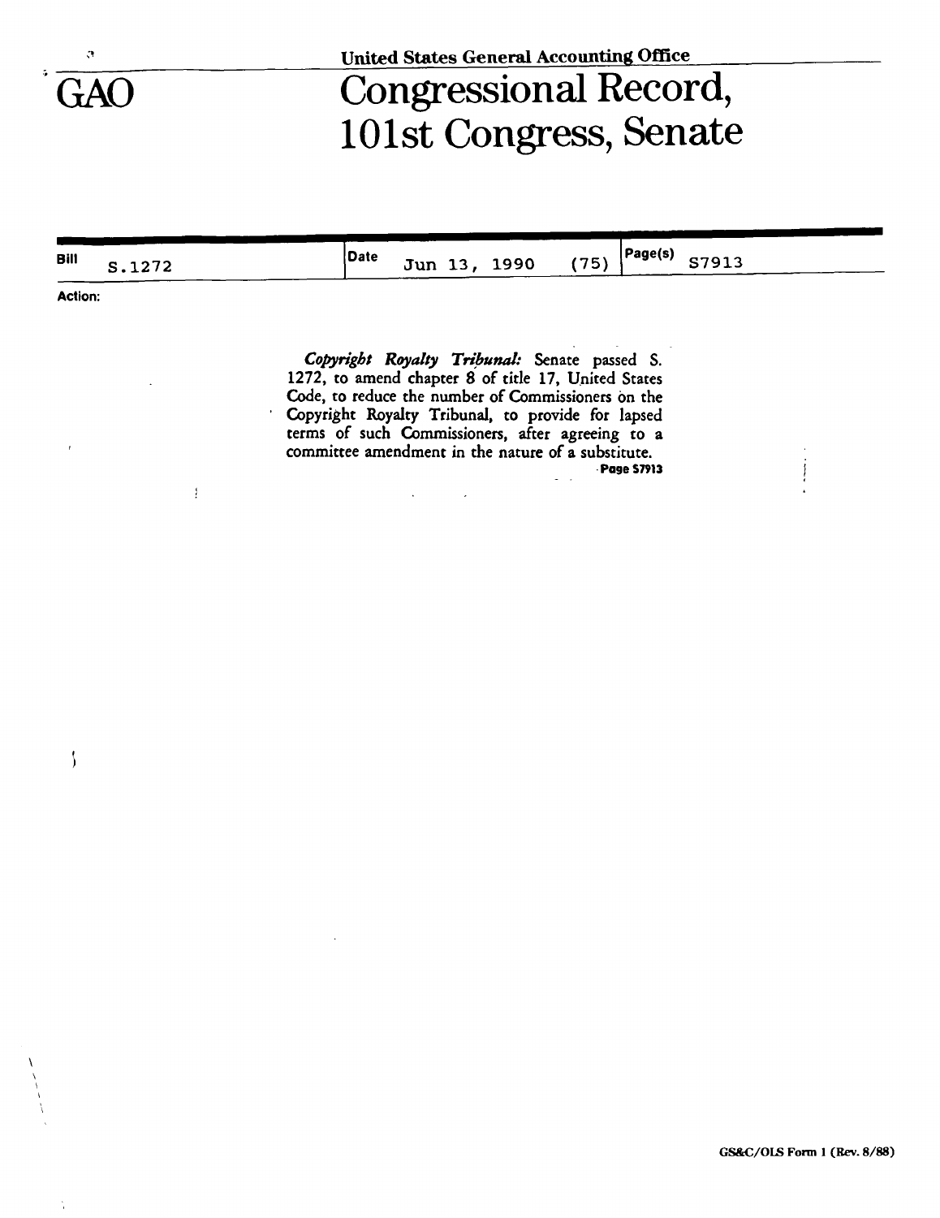United States General Accounting Office

GAO

# Congressional Record, 101st Congress, Senate

| Bill | Date | Page(s) |
| --- | --- | --- |
| S.1272 | Jun 13, 1990 (75) | S7913 |

**Action:**

*Copyright Royalty Tribunal:* Senate passed S. 1272, to amend chapter 8 of title 17, United States Code, to reduce the number of Commissioners on the Copyright Royalty Tribunal, to provide for lapsed terms of such Commissioners, after agreeing to a committee amendment in the nature of a substitute.

**Page S7913**

GS&C/OLS Form 1 (Rev. 8/88)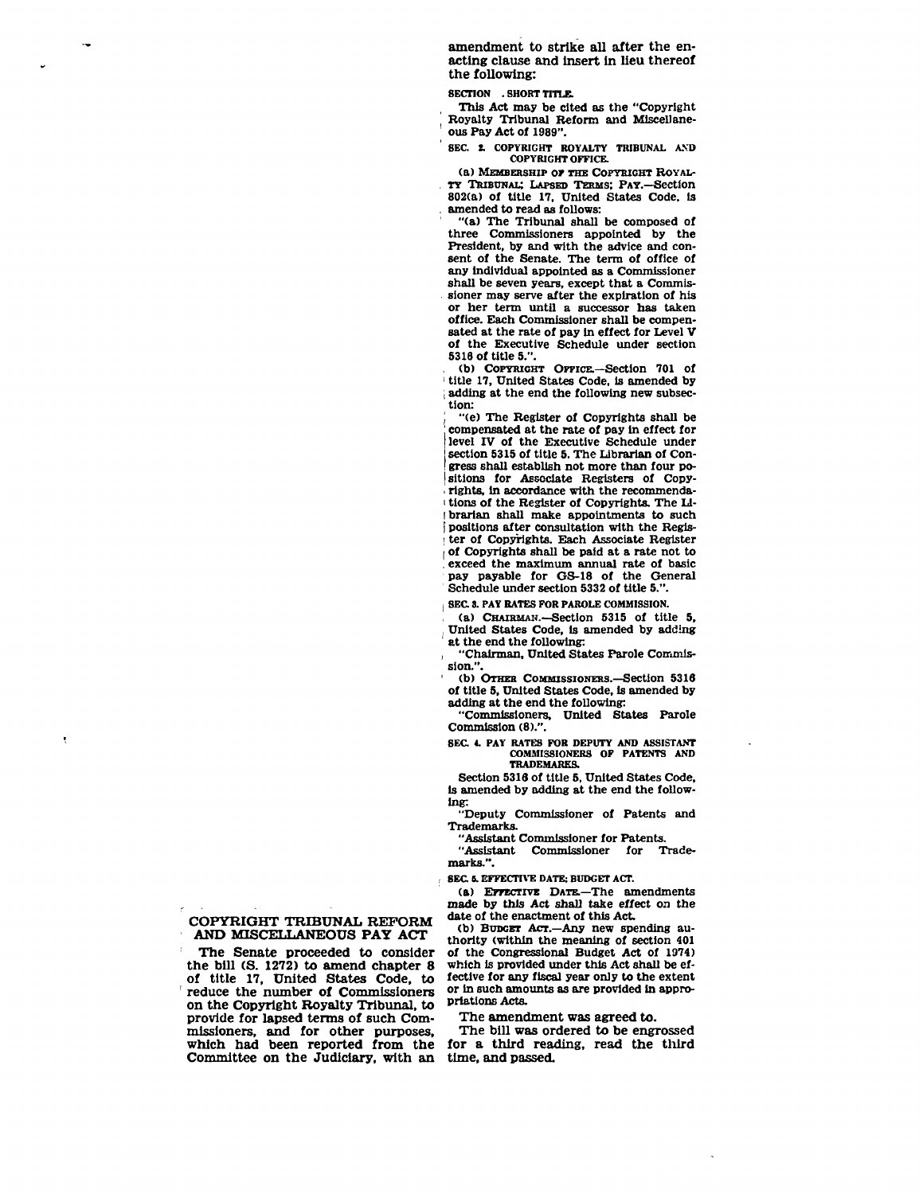## COPYRIGHT TRIBUNAL REFORM AND MISCELLANEOUS PAY ACT

The Senate proceeded to consider the bill (S. 1272) to amend chapter 8 of title 17, United States Code, to reduce the number of Commissioners on the Copyright Royalty Tribunal, to provide for lapsed terms of such Commissioners, and for other purposes, which had been reported from the Committee on the Judiciary, with an amendment to strike all after the enacting clause and insert in lieu thereof the following:

**SECTION . SHORT TITLE.**

This Act may be cited as the "Copyright Royalty Tribunal Reform and Miscellaneous Pay Act of 1989".

**SEC. 2. COPYRIGHT ROYALTY TRIBUNAL AND COPYRIGHT OFFICE.**

(a) MEMBERSHIP OF THE COPYRIGHT ROYALTY TRIBUNAL; LAPSED TERMS; PAY.—Section 802(a) of title 17, United States Code, is amended to read as follows:

"(a) The Tribunal shall be composed of three Commissioners appointed by the President, by and with the advice and consent of the Senate. The term of office of any individual appointed as a Commissioner shall be seven years, except that a Commissioner may serve after the expiration of his or her term until a successor has taken office. Each Commissioner shall be compensated at the rate of pay in effect for Level V of the Executive Schedule under section 5316 of title 5.".

(b) COPYRIGHT OFFICE.—Section 701 of title 17, United States Code, is amended by adding at the end the following new subsection:

"(e) The Register of Copyrights shall be compensated at the rate of pay in effect for level IV of the Executive Schedule under section 5315 of title 5. The Librarian of Congress shall establish not more than four positions for Associate Registers of Copyrights, in accordance with the recommendations of the Register of Copyrights. The Librarian shall make appointments to such positions after consultation with the Register of Copyrights. Each Associate Register of Copyrights shall be paid at a rate not to exceed the maximum annual rate of basic pay payable for GS-18 of the General Schedule under section 5332 of title 5.".

**SEC. 3. PAY RATES FOR PAROLE COMMISSION.**

(a) CHAIRMAN.—Section 5315 of title 5, United States Code, is amended by adding at the end the following:

"Chairman, United States Parole Commission.".

(b) OTHER COMMISSIONERS.—Section 5316 of title 5, United States Code, is amended by adding at the end the following:

"Commissioners, United States Parole Commission (8).".

**SEC. 4. PAY RATES FOR DEPUTY AND ASSISTANT COMMISSIONERS OF PATENTS AND TRADEMARKS.**

Section 5316 of title 5, United States Code, is amended by adding at the end the following:

"Deputy Commissioner of Patents and Trademarks.

"Assistant Commissioner for Patents.

"Assistant Commissioner for Trademarks.".

**SEC. 5. EFFECTIVE DATE; BUDGET ACT.**

(a) EFFECTIVE DATE.—The amendments made by this Act shall take effect on the date of the enactment of this Act.

(b) BUDGET ACT.—Any new spending authority (within the meaning of section 401 of the Congressional Budget Act of 1974) which is provided under this Act shall be effective for any fiscal year only to the extent or in such amounts as are provided in appropriations Acts.

The amendment was agreed to.

The bill was ordered to be engrossed for a third reading, read the third time, and passed.